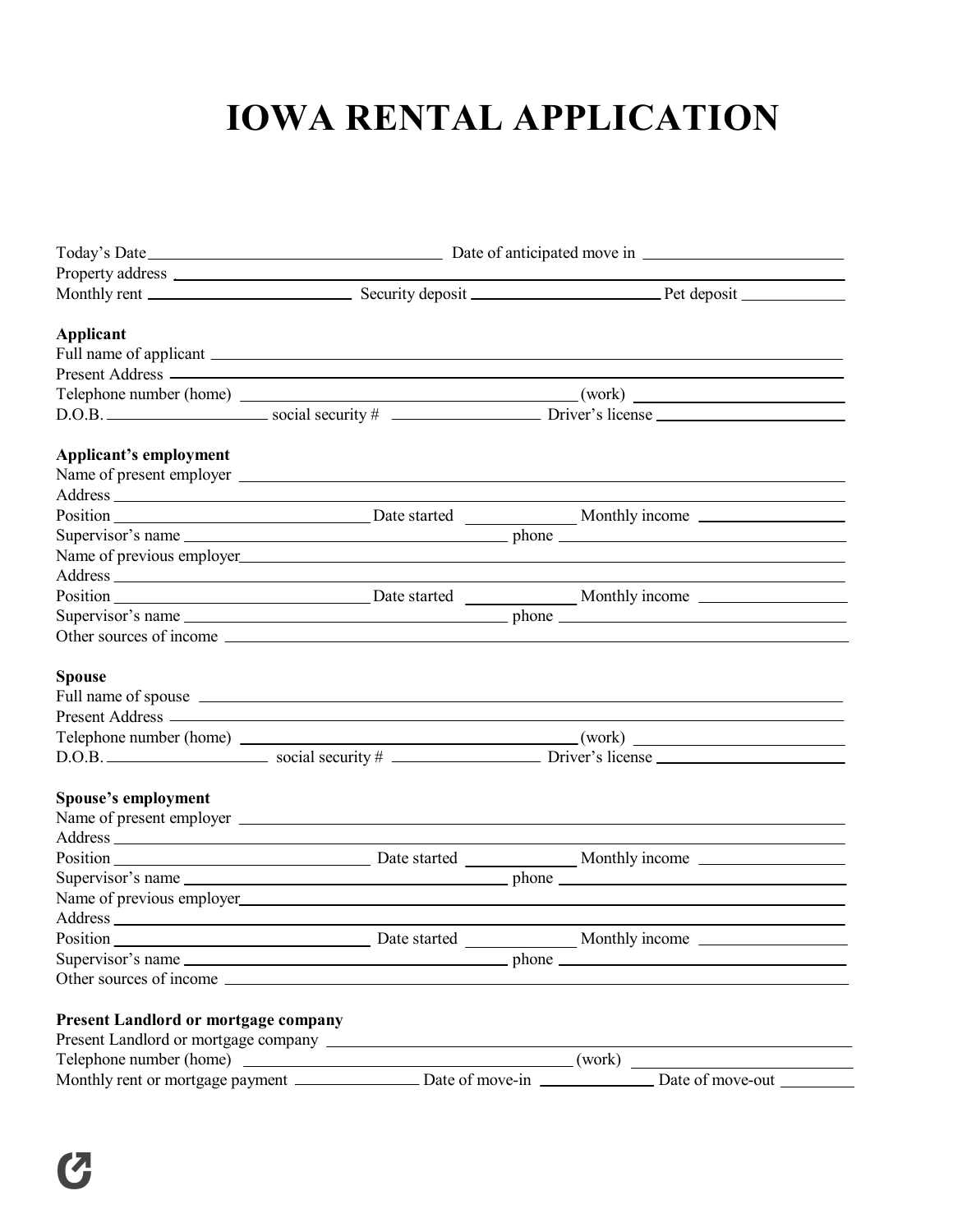# IOWA RENTAL APPLICATION

Today's Date ______________________ Date of anticipated move in ______________________

Property address ______________________________________________

Monthly rent ______________ Security deposit ______________ Pet deposit ______________

**Applicant**

Full name of applicant ______________________________________________

Present Address ______________________________________________

Telephone number (home) ______________________ (work) ______________________

D.O.B. ____________ social security # ____________ Driver's license ____________

**Applicant's employment**

Name of present employer ______________________________________________

Address ______________________________________________

Position ______________ Date started ______________ Monthly income ______________

Supervisor's name ______________________ phone ______________________

Name of previous employer ______________________________________________

Address ______________________________________________

Position ______________ Date started ______________ Monthly income ______________

Supervisor's name ______________________ phone ______________________

Other sources of income ______________________________________________

**Spouse**

Full name of spouse ______________________________________________

Present Address ______________________________________________

Telephone number (home) ______________________ (work) ______________________

D.O.B. ____________ social security # ____________ Driver's license ____________

**Spouse's employment**

Name of present employer ______________________________________________

Address ______________________________________________

Position ______________ Date started ______________ Monthly income ______________

Supervisor's name ______________________ phone ______________________

Name of previous employer ______________________________________________

Address ______________________________________________

Position ______________ Date started ______________ Monthly income ______________

Supervisor's name ______________________ phone ______________________

Other sources of income ______________________________________________

**Present Landlord or mortgage company**

Present Landlord or mortgage company ______________________________________________

Telephone number (home) ______________________ (work) ______________________

Monthly rent or mortgage payment ____________ Date of move-in ____________ Date of move-out ____________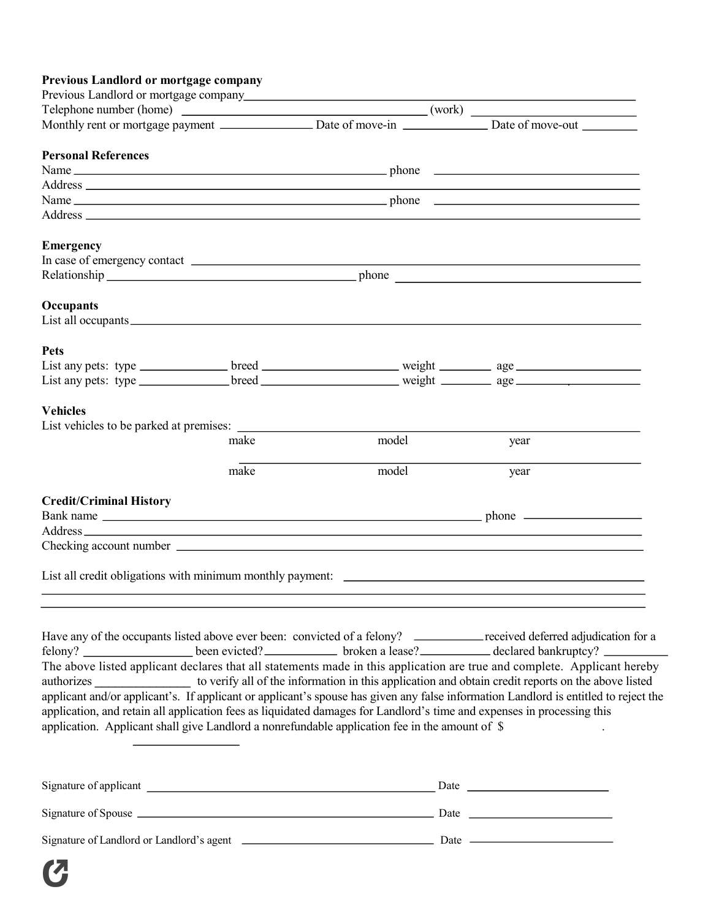**Previous Landlord or mortgage company**

Previous Landlord or mortgage company\_\_\_\_\_\_\_\_\_\_\_\_\_\_\_\_\_\_\_\_\_\_\_\_\_\_\_\_\_\_\_\_\_\_\_\_\_\_\_\_

Telephone number (home) \_\_\_\_\_\_\_\_\_\_\_\_\_\_\_\_\_\_\_\_\_\_\_\_\_\_\_\_ (work) \_\_\_\_\_\_\_\_\_\_\_\_\_\_\_\_\_\_

Monthly rent or mortgage payment \_\_\_\_\_\_\_\_\_\_\_\_ Date of move-in \_\_\_\_\_\_\_\_\_\_\_\_ Date of move-out \_\_\_\_\_\_\_\_

**Personal References**

Name \_\_\_\_\_\_\_\_\_\_\_\_\_\_\_\_\_\_\_\_\_\_\_\_\_\_\_\_\_\_\_\_\_\_\_\_ phone \_\_\_\_\_\_\_\_\_\_\_\_\_\_\_\_\_\_\_\_\_\_\_\_

Address \_\_\_\_\_\_\_\_\_\_\_\_\_\_\_\_\_\_\_\_\_\_\_\_\_\_\_\_\_\_\_\_\_\_\_\_\_\_\_\_\_\_\_\_\_\_\_\_\_\_\_\_\_\_\_\_\_\_\_\_\_\_

Name \_\_\_\_\_\_\_\_\_\_\_\_\_\_\_\_\_\_\_\_\_\_\_\_\_\_\_\_\_\_\_\_\_\_\_\_ phone \_\_\_\_\_\_\_\_\_\_\_\_\_\_\_\_\_\_\_\_\_\_\_\_

Address \_\_\_\_\_\_\_\_\_\_\_\_\_\_\_\_\_\_\_\_\_\_\_\_\_\_\_\_\_\_\_\_\_\_\_\_\_\_\_\_\_\_\_\_\_\_\_\_\_\_\_\_\_\_\_\_\_\_\_\_\_\_

**Emergency**

In case of emergency contact \_\_\_\_\_\_\_\_\_\_\_\_\_\_\_\_\_\_\_\_\_\_\_\_\_\_\_\_\_\_\_\_\_\_\_\_\_\_\_\_\_\_\_\_\_\_\_\_

Relationship \_\_\_\_\_\_\_\_\_\_\_\_\_\_\_\_\_\_\_\_\_\_\_\_\_\_\_\_\_\_ phone \_\_\_\_\_\_\_\_\_\_\_\_\_\_\_\_\_\_\_\_\_\_\_\_\_\_\_\_

**Occupants**

List all occupants\_\_\_\_\_\_\_\_\_\_\_\_\_\_\_\_\_\_\_\_\_\_\_\_\_\_\_\_\_\_\_\_\_\_\_\_\_\_\_\_\_\_\_\_\_\_\_\_\_\_\_\_\_\_\_\_\_\_

**Pets**

List any pets: type \_\_\_\_\_\_\_\_\_\_ breed \_\_\_\_\_\_\_\_\_\_\_\_\_\_\_\_ weight \_\_\_\_\_\_ age \_\_\_\_\_\_\_\_\_\_\_\_\_\_

List any pets: type \_\_\_\_\_\_\_\_\_\_ breed \_\_\_\_\_\_\_\_\_\_\_\_\_\_\_\_ weight \_\_\_\_\_\_ age \_\_\_\_\_\_\_\_\_\_\_\_\_\_

**Vehicles**

List vehicles to be parked at premises: \_\_\_\_\_\_\_\_\_\_\_\_\_\_\_\_\_\_\_\_\_\_\_\_\_\_\_\_\_\_\_\_\_\_\_\_\_\_\_\_\_\_

make model year

\_\_\_\_\_\_\_\_\_\_\_\_\_\_\_\_\_\_\_\_\_\_\_\_\_\_\_\_\_\_\_\_\_\_\_\_\_\_\_\_\_\_\_\_

make model year

**Credit/Criminal History**

Bank name \_\_\_\_\_\_\_\_\_\_\_\_\_\_\_\_\_\_\_\_\_\_\_\_\_\_\_\_\_\_\_\_\_\_\_\_\_\_\_\_\_\_\_\_\_\_ phone \_\_\_\_\_\_\_\_\_\_\_\_\_\_

Address \_\_\_\_\_\_\_\_\_\_\_\_\_\_\_\_\_\_\_\_\_\_\_\_\_\_\_\_\_\_\_\_\_\_\_\_\_\_\_\_\_\_\_\_\_\_\_\_\_\_\_\_\_\_\_\_\_\_\_\_\_\_

Checking account number \_\_\_\_\_\_\_\_\_\_\_\_\_\_\_\_\_\_\_\_\_\_\_\_\_\_\_\_\_\_\_\_\_\_\_\_\_\_\_\_\_\_\_\_\_\_\_\_\_\_\_\_

List all credit obligations with minimum monthly payment: \_\_\_\_\_\_\_\_\_\_\_\_\_\_\_\_\_\_\_\_\_\_\_\_\_\_\_\_\_\_\_\_\_\_\_\_

\_\_\_\_\_\_\_\_\_\_\_\_\_\_\_\_\_\_\_\_\_\_\_\_\_\_\_\_\_\_\_\_\_\_\_\_\_\_\_\_\_\_\_\_\_\_\_\_\_\_\_\_\_\_\_\_\_\_\_\_\_\_\_\_\_\_\_\_\_\_

\_\_\_\_\_\_\_\_\_\_\_\_\_\_\_\_\_\_\_\_\_\_\_\_\_\_\_\_\_\_\_\_\_\_\_\_\_\_\_\_\_\_\_\_\_\_\_\_\_\_\_\_\_\_\_\_\_\_\_\_\_\_\_\_\_\_\_\_\_\_

Have any of the occupants listed above ever been: convicted of a felony? \_\_\_\_\_\_\_\_\_received deferred adjudication for a felony? \_\_\_\_\_\_\_\_\_\_\_\_ been evicted?\_\_\_\_\_\_\_\_\_ broken a lease?\_\_\_\_\_\_\_\_\_ declared bankruptcy? \_\_\_\_\_\_\_\_\_

The above listed applicant declares that all statements made in this application are true and complete. Applicant hereby authorizes \_\_\_\_\_\_\_\_\_\_\_\_\_ to verify all of the information in this application and obtain credit reports on the above listed applicant and/or applicant's. If applicant or applicant's spouse has given any false information Landlord is entitled to reject the application, and retain all application fees as liquidated damages for Landlord's time and expenses in processing this application. Applicant shall give Landlord a nonrefundable application fee in the amount of $ .

\_\_\_\_\_\_\_\_\_\_\_\_\_\_

Signature of applicant \_\_\_\_\_\_\_\_\_\_\_\_\_\_\_\_\_\_\_\_\_\_\_\_\_\_\_\_\_\_\_\_\_\_ Date \_\_\_\_\_\_\_\_\_\_\_\_\_\_\_\_\_\_

Signature of Spouse \_\_\_\_\_\_\_\_\_\_\_\_\_\_\_\_\_\_\_\_\_\_\_\_\_\_\_\_\_\_\_\_\_\_\_ Date \_\_\_\_\_\_\_\_\_\_\_\_\_\_\_\_\_\_

Signature of Landlord or Landlord's agent \_\_\_\_\_\_\_\_\_\_\_\_\_\_\_\_\_\_\_\_\_\_\_\_ Date \_\_\_\_\_\_\_\_\_\_\_\_\_\_\_\_\_\_